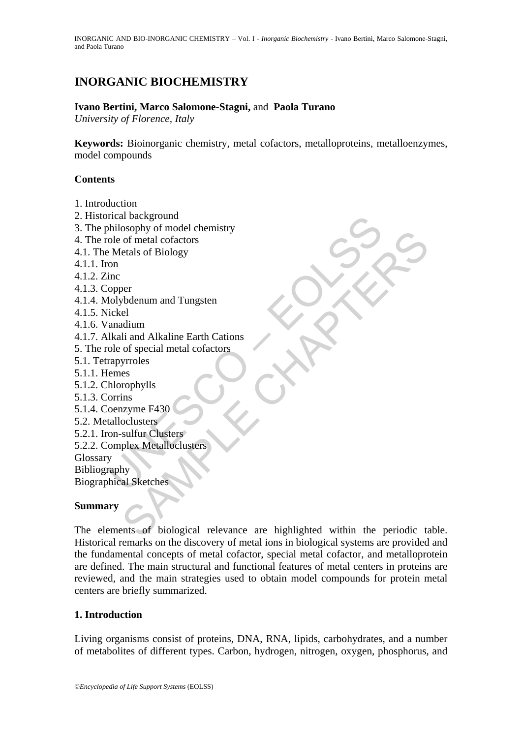# INORGANIC BIOCHEMISTRY

**Ivano Bertini, Marco Salomone-Stagni,** and **Paola Turano**
*University of Florence, Italy*

**Keywords:** Bioinorganic chemistry, metal cofactors, metalloproteins, metalloenzymes, model compounds

**Contents**

1. Introduction
2. Historical background
3. The philosophy of model chemistry
4. The role of metal cofactors
4.1. The Metals of Biology
4.1.1. Iron
4.1.2. Zinc
4.1.3. Copper
4.1.4. Molybdenum and Tungsten
4.1.5. Nickel
4.1.6. Vanadium
4.1.7. Alkali and Alkaline Earth Cations
5. The role of special metal cofactors
5.1. Tetrapyrroles
5.1.1. Hemes
5.1.2. Chlorophylls
5.1.3. Corrins
5.1.4. Coenzyme F430
5.2. Metalloclusters
5.2.1. Iron-sulfur Clusters
5.2.2. Complex Metalloclusters
Glossary
Bibliography
Biographical Sketches

**Summary**

The elements of biological relevance are highlighted within the periodic table. Historical remarks on the discovery of metal ions in biological systems are provided and the fundamental concepts of metal cofactor, special metal cofactor, and metalloprotein are defined. The main structural and functional features of metal centers in proteins are reviewed, and the main strategies used to obtain model compounds for protein metal centers are briefly summarized.

## 1. Introduction

Living organisms consist of proteins, DNA, RNA, lipids, carbohydrates, and a number of metabolites of different types. Carbon, hydrogen, nitrogen, oxygen, phosphorus, and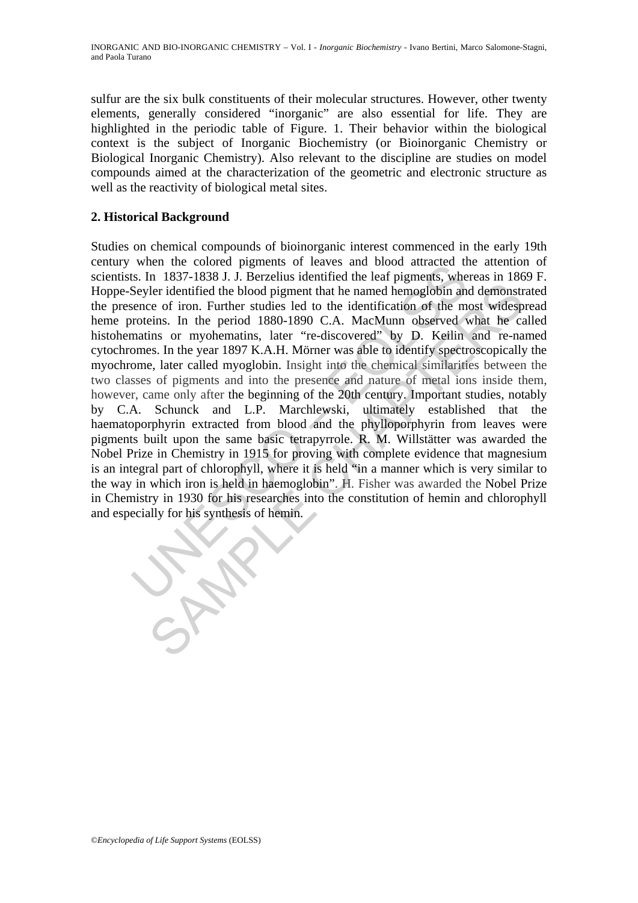sulfur are the six bulk constituents of their molecular structures. However, other twenty elements, generally considered "inorganic" are also essential for life. They are highlighted in the periodic table of Figure. 1. Their behavior within the biological context is the subject of Inorganic Biochemistry (or Bioinorganic Chemistry or Biological Inorganic Chemistry). Also relevant to the discipline are studies on model compounds aimed at the characterization of the geometric and electronic structure as well as the reactivity of biological metal sites.

## 2. Historical Background

Studies on chemical compounds of bioinorganic interest commenced in the early 19th century when the colored pigments of leaves and blood attracted the attention of scientists. In 1837-1838 J. J. Berzelius identified the leaf pigments, whereas in 1869 F. Hoppe-Seyler identified the blood pigment that he named hemoglobin and demonstrated the presence of iron. Further studies led to the identification of the most widespread heme proteins. In the period 1880-1890 C.A. MacMunn observed what he called histohematins or myohematins, later "re-discovered" by D. Keilin and re-named cytochromes. In the year 1897 K.A.H. Mörner was able to identify spectroscopically the myochrome, later called myoglobin. Insight into the chemical similarities between the two classes of pigments and into the presence and nature of metal ions inside them, however, came only after the beginning of the 20th century. Important studies, notably by C.A. Schunck and L.P. Marchlewski, ultimately established that the haematoporphyrin extracted from blood and the phylloporphyrin from leaves were pigments built upon the same basic tetrapyrrole. R. M. Willstätter was awarded the Nobel Prize in Chemistry in 1915 for proving with complete evidence that magnesium is an integral part of chlorophyll, where it is held "in a manner which is very similar to the way in which iron is held in haemoglobin". H. Fisher was awarded the Nobel Prize in Chemistry in 1930 for his researches into the constitution of hemin and chlorophyll and especially for his synthesis of hemin.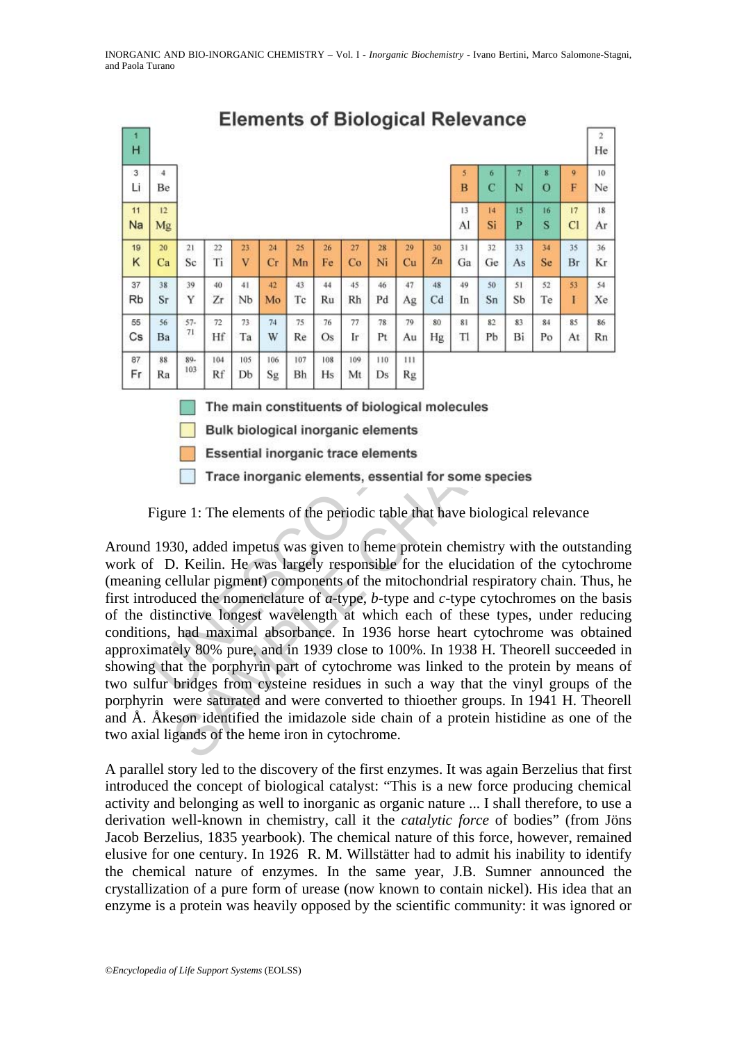Figure 1: The elements of the periodic table that have biological relevance

Around 1930, added impetus was given to heme protein chemistry with the outstanding work of D. Keilin. He was largely responsible for the elucidation of the cytochrome (meaning cellular pigment) components of the mitochondrial respiratory chain. Thus, he first introduced the nomenclature of *a*-type, *b*-type and *c*-type cytochromes on the basis of the distinctive longest wavelength at which each of these types, under reducing conditions, had maximal absorbance. In 1936 horse heart cytochrome was obtained approximately 80% pure, and in 1939 close to 100%. In 1938 H. Theorell succeeded in showing that the porphyrin part of cytochrome was linked to the protein by means of two sulfur bridges from cysteine residues in such a way that the vinyl groups of the porphyrin were saturated and were converted to thioether groups. In 1941 H. Theorell and Å. Åkeson identified the imidazole side chain of a protein histidine as one of the two axial ligands of the heme iron in cytochrome.

A parallel story led to the discovery of the first enzymes. It was again Berzelius that first introduced the concept of biological catalyst: "This is a new force producing chemical activity and belonging as well to inorganic as organic nature ... I shall therefore, to use a derivation well-known in chemistry, call it the *catalytic force* of bodies" (from Jöns Jacob Berzelius, 1835 yearbook). The chemical nature of this force, however, remained elusive for one century. In 1926 R. M. Willstätter had to admit his inability to identify the chemical nature of enzymes. In the same year, J.B. Sumner announced the crystallization of a pure form of urease (now known to contain nickel). His idea that an enzyme is a protein was heavily opposed by the scientific community: it was ignored or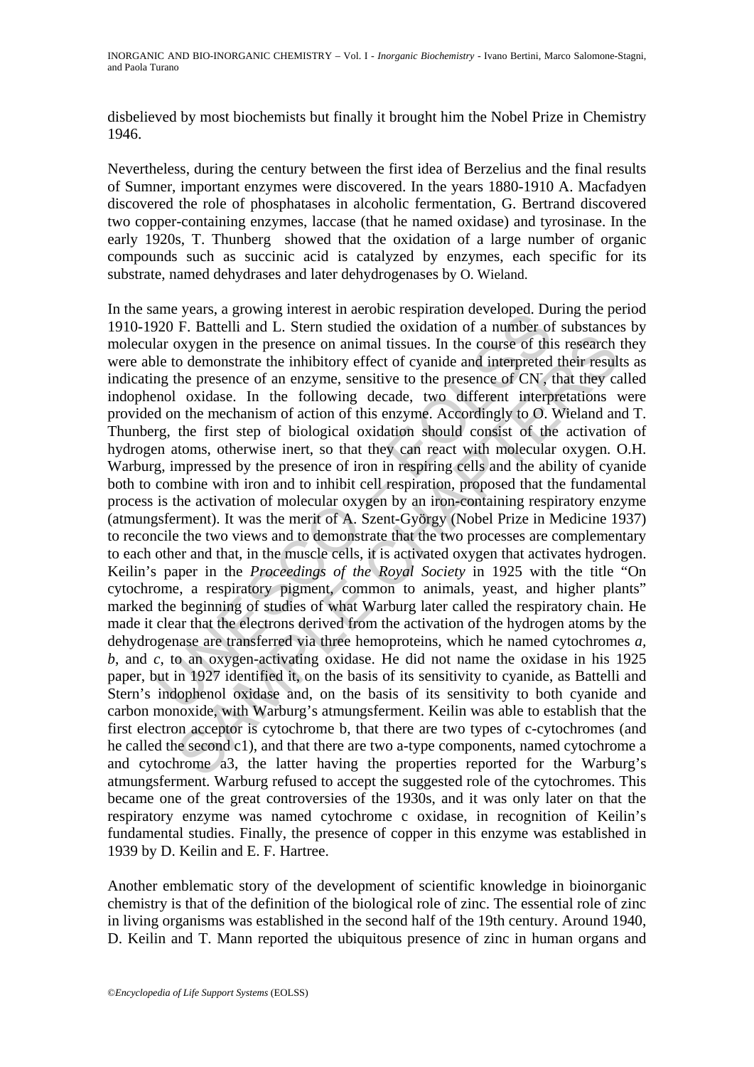disbelieved by most biochemists but finally it brought him the Nobel Prize in Chemistry 1946.

Nevertheless, during the century between the first idea of Berzelius and the final results of Sumner, important enzymes were discovered. In the years 1880-1910 A. Macfadyen discovered the role of phosphatases in alcoholic fermentation, G. Bertrand discovered two copper-containing enzymes, laccase (that he named oxidase) and tyrosinase. In the early 1920s, T. Thunberg showed that the oxidation of a large number of organic compounds such as succinic acid is catalyzed by enzymes, each specific for its substrate, named dehydrases and later dehydrogenases by O. Wieland.

In the same years, a growing interest in aerobic respiration developed. During the period 1910-1920 F. Battelli and L. Stern studied the oxidation of a number of substances by molecular oxygen in the presence on animal tissues. In the course of this research they were able to demonstrate the inhibitory effect of cyanide and interpreted their results as indicating the presence of an enzyme, sensitive to the presence of $CN^-$, that they called indophenol oxidase. In the following decade, two different interpretations were provided on the mechanism of action of this enzyme. Accordingly to O. Wieland and T. Thunberg, the first step of biological oxidation should consist of the activation of hydrogen atoms, otherwise inert, so that they can react with molecular oxygen. O.H. Warburg, impressed by the presence of iron in respiring cells and the ability of cyanide both to combine with iron and to inhibit cell respiration, proposed that the fundamental process is the activation of molecular oxygen by an iron-containing respiratory enzyme (atmungsferment). It was the merit of A. Szent-György (Nobel Prize in Medicine 1937) to reconcile the two views and to demonstrate that the two processes are complementary to each other and that, in the muscle cells, it is activated oxygen that activates hydrogen. Keilin's paper in the *Proceedings of the Royal Society* in 1925 with the title "On cytochrome, a respiratory pigment, common to animals, yeast, and higher plants" marked the beginning of studies of what Warburg later called the respiratory chain. He made it clear that the electrons derived from the activation of the hydrogen atoms by the dehydrogenase are transferred via three hemoproteins, which he named cytochromes *a*, *b*, and *c*, to an oxygen-activating oxidase. He did not name the oxidase in his 1925 paper, but in 1927 identified it, on the basis of its sensitivity to cyanide, as Battelli and Stern's indophenol oxidase and, on the basis of its sensitivity to both cyanide and carbon monoxide, with Warburg's atmungsferment. Keilin was able to establish that the first electron acceptor is cytochrome b, that there are two types of c-cytochromes (and he called the second c1), and that there are two a-type components, named cytochrome a and cytochrome a3, the latter having the properties reported for the Warburg's atmungsferment. Warburg refused to accept the suggested role of the cytochromes. This became one of the great controversies of the 1930s, and it was only later on that the respiratory enzyme was named cytochrome c oxidase, in recognition of Keilin's fundamental studies. Finally, the presence of copper in this enzyme was established in 1939 by D. Keilin and E. F. Hartree.

Another emblematic story of the development of scientific knowledge in bioinorganic chemistry is that of the definition of the biological role of zinc. The essential role of zinc in living organisms was established in the second half of the 19th century. Around 1940, D. Keilin and T. Mann reported the ubiquitous presence of zinc in human organs and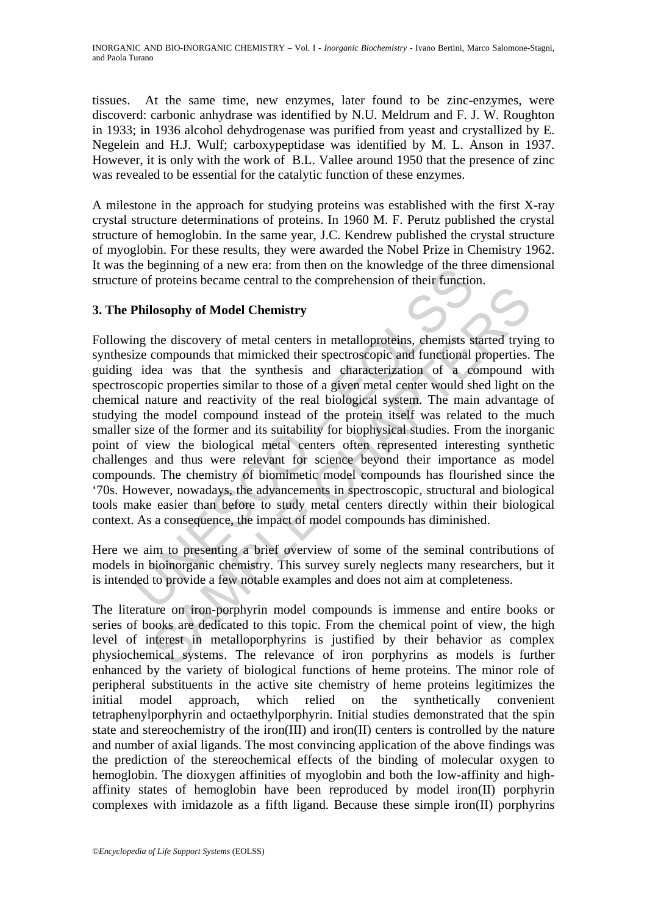tissues. At the same time, new enzymes, later found to be zinc-enzymes, were discoverd: carbonic anhydrase was identified by N.U. Meldrum and F. J. W. Roughton in 1933; in 1936 alcohol dehydrogenase was purified from yeast and crystallized by E. Negelein and H.J. Wulf; carboxypeptidase was identified by M. L. Anson in 1937. However, it is only with the work of B.L. Vallee around 1950 that the presence of zinc was revealed to be essential for the catalytic function of these enzymes.

A milestone in the approach for studying proteins was established with the first X-ray crystal structure determinations of proteins. In 1960 M. F. Perutz published the crystal structure of hemoglobin. In the same year, J.C. Kendrew published the crystal structure of myoglobin. For these results, they were awarded the Nobel Prize in Chemistry 1962. It was the beginning of a new era: from then on the knowledge of the three dimensional structure of proteins became central to the comprehension of their function.

## 3. The Philosophy of Model Chemistry

Following the discovery of metal centers in metalloproteins, chemists started trying to synthesize compounds that mimicked their spectroscopic and functional properties. The guiding idea was that the synthesis and characterization of a compound with spectroscopic properties similar to those of a given metal center would shed light on the chemical nature and reactivity of the real biological system. The main advantage of studying the model compound instead of the protein itself was related to the much smaller size of the former and its suitability for biophysical studies. From the inorganic point of view the biological metal centers often represented interesting synthetic challenges and thus were relevant for science beyond their importance as model compounds. The chemistry of biomimetic model compounds has flourished since the '70s. However, nowadays, the advancements in spectroscopic, structural and biological tools make easier than before to study metal centers directly within their biological context. As a consequence, the impact of model compounds has diminished.

Here we aim to presenting a brief overview of some of the seminal contributions of models in bioinorganic chemistry. This survey surely neglects many researchers, but it is intended to provide a few notable examples and does not aim at completeness.

The literature on iron-porphyrin model compounds is immense and entire books or series of books are dedicated to this topic. From the chemical point of view, the high level of interest in metalloporphyrins is justified by their behavior as complex physiochemical systems. The relevance of iron porphyrins as models is further enhanced by the variety of biological functions of heme proteins. The minor role of peripheral substituents in the active site chemistry of heme proteins legitimizes the initial model approach, which relied on the synthetically convenient tetraphenylporphyrin and octaethylporphyrin. Initial studies demonstrated that the spin state and stereochemistry of the iron(III) and iron(II) centers is controlled by the nature and number of axial ligands. The most convincing application of the above findings was the prediction of the stereochemical effects of the binding of molecular oxygen to hemoglobin. The dioxygen affinities of myoglobin and both the low-affinity and high-affinity states of hemoglobin have been reproduced by model iron(II) porphyrin complexes with imidazole as a fifth ligand. Because these simple iron(II) porphyrins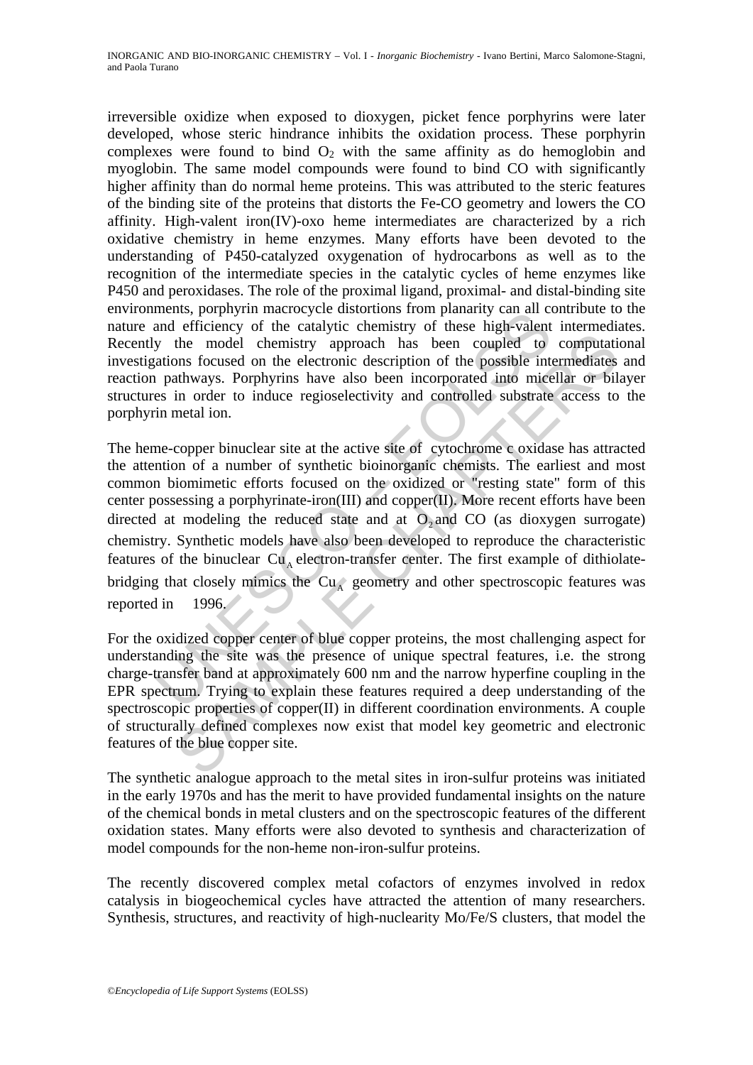irreversible oxidize when exposed to dioxygen, picket fence porphyrins were later developed, whose steric hindrance inhibits the oxidation process. These porphyrin complexes were found to bind $O_2$ with the same affinity as do hemoglobin and myoglobin. The same model compounds were found to bind CO with significantly higher affinity than do normal heme proteins. This was attributed to the steric features of the binding site of the proteins that distorts the Fe-CO geometry and lowers the CO affinity. High-valent iron(IV)-oxo heme intermediates are characterized by a rich oxidative chemistry in heme enzymes. Many efforts have been devoted to the understanding of P450-catalyzed oxygenation of hydrocarbons as well as to the recognition of the intermediate species in the catalytic cycles of heme enzymes like P450 and peroxidases. The role of the proximal ligand, proximal- and distal-binding site environments, porphyrin macrocycle distortions from planarity can all contribute to the nature and efficiency of the catalytic chemistry of these high-valent intermediates. Recently the model chemistry approach has been coupled to computational investigations focused on the electronic description of the possible intermediates and reaction pathways. Porphyrins have also been incorporated into micellar or bilayer structures in order to induce regioselectivity and controlled substrate access to the porphyrin metal ion.

The heme-copper binuclear site at the active site of cytochrome c oxidase has attracted the attention of a number of synthetic bioinorganic chemists. The earliest and most common biomimetic efforts focused on the oxidized or "resting state" form of this center possessing a porphyrinate-iron(III) and copper(II). More recent efforts have been directed at modeling the reduced state and at $O_2$ and CO (as dioxygen surrogate) chemistry. Synthetic models have also been developed to reproduce the characteristic features of the binuclear $Cu_A$ electron-transfer center. The first example of dithiolate-bridging that closely mimics the $Cu_A$ geometry and other spectroscopic features was reported in 1996.

For the oxidized copper center of blue copper proteins, the most challenging aspect for understanding the site was the presence of unique spectral features, i.e. the strong charge-transfer band at approximately 600 nm and the narrow hyperfine coupling in the EPR spectrum. Trying to explain these features required a deep understanding of the spectroscopic properties of copper(II) in different coordination environments. A couple of structurally defined complexes now exist that model key geometric and electronic features of the blue copper site.

The synthetic analogue approach to the metal sites in iron-sulfur proteins was initiated in the early 1970s and has the merit to have provided fundamental insights on the nature of the chemical bonds in metal clusters and on the spectroscopic features of the different oxidation states. Many efforts were also devoted to synthesis and characterization of model compounds for the non-heme non-iron-sulfur proteins.

The recently discovered complex metal cofactors of enzymes involved in redox catalysis in biogeochemical cycles have attracted the attention of many researchers. Synthesis, structures, and reactivity of high-nuclearity Mo/Fe/S clusters, that model the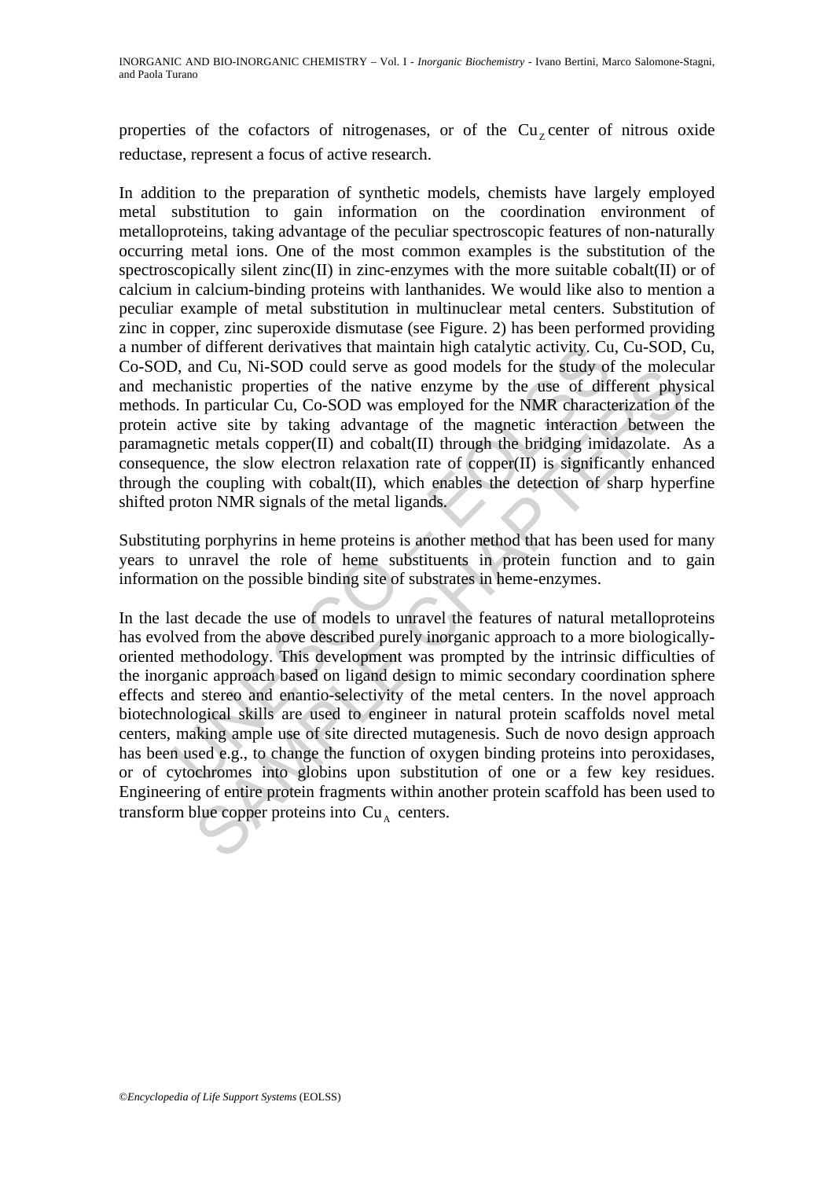properties of the cofactors of nitrogenases, or of the $Cu_Z$ center of nitrous oxide reductase, represent a focus of active research.

In addition to the preparation of synthetic models, chemists have largely employed metal substitution to gain information on the coordination environment of metalloproteins, taking advantage of the peculiar spectroscopic features of non-naturally occurring metal ions. One of the most common examples is the substitution of the spectroscopically silent zinc(II) in zinc-enzymes with the more suitable cobalt(II) or of calcium in calcium-binding proteins with lanthanides. We would like also to mention a peculiar example of metal substitution in multinuclear metal centers. Substitution of zinc in copper, zinc superoxide dismutase (see Figure. 2) has been performed providing a number of different derivatives that maintain high catalytic activity. Cu, Cu-SOD, Cu, Co-SOD, and Cu, Ni-SOD could serve as good models for the study of the molecular and mechanistic properties of the native enzyme by the use of different physical methods. In particular Cu, Co-SOD was employed for the NMR characterization of the protein active site by taking advantage of the magnetic interaction between the paramagnetic metals copper(II) and cobalt(II) through the bridging imidazolate. As a consequence, the slow electron relaxation rate of copper(II) is significantly enhanced through the coupling with cobalt(II), which enables the detection of sharp hyperfine shifted proton NMR signals of the metal ligands.

Substituting porphyrins in heme proteins is another method that has been used for many years to unravel the role of heme substituents in protein function and to gain information on the possible binding site of substrates in heme-enzymes.

In the last decade the use of models to unravel the features of natural metalloproteins has evolved from the above described purely inorganic approach to a more biologically-oriented methodology. This development was prompted by the intrinsic difficulties of the inorganic approach based on ligand design to mimic secondary coordination sphere effects and stereo and enantio-selectivity of the metal centers. In the novel approach biotechnological skills are used to engineer in natural protein scaffolds novel metal centers, making ample use of site directed mutagenesis. Such de novo design approach has been used e.g., to change the function of oxygen binding proteins into peroxidases, or of cytochromes into globins upon substitution of one or a few key residues. Engineering of entire protein fragments within another protein scaffold has been used to transform blue copper proteins into $Cu_A$ centers.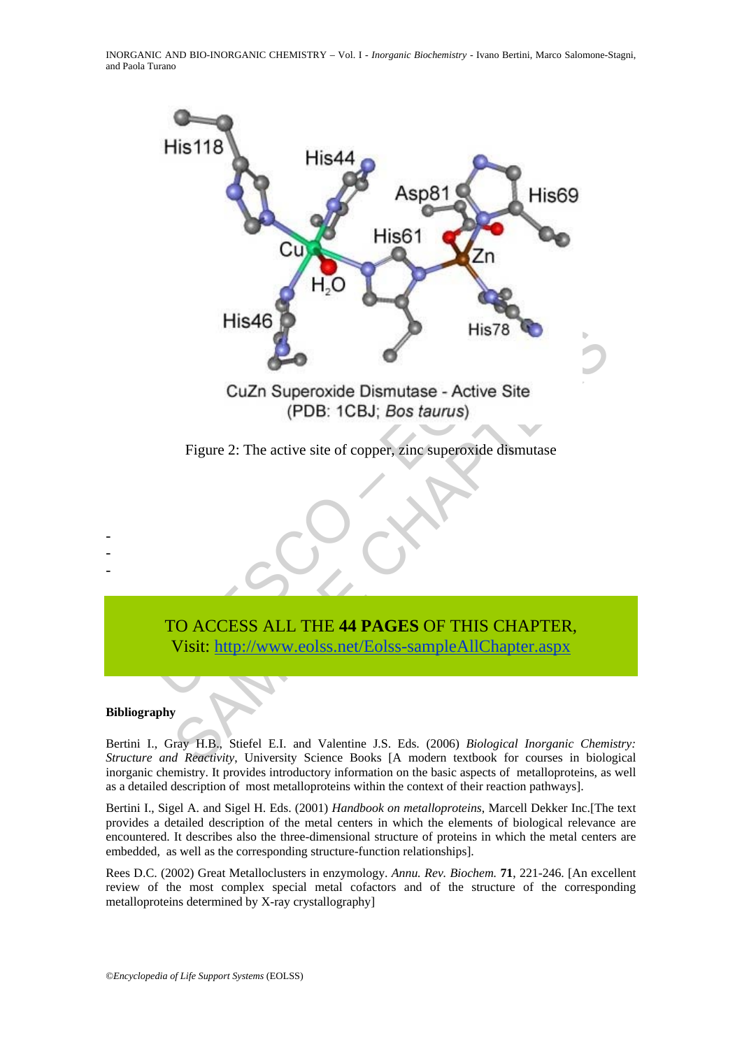Figure 2: The active site of copper, zinc superoxide dismutase

-
-
-

TO ACCESS ALL THE **44 PAGES** OF THIS CHAPTER,
Visit: http://www.eolss.net/Eolss-sampleAllChapter.aspx

**Bibliography**

Bertini I., Gray H.B., Stiefel E.I. and Valentine J.S. Eds. (2006) *Biological Inorganic Chemistry: Structure and Reactivity*, University Science Books [A modern textbook for courses in biological inorganic chemistry. It provides introductory information on the basic aspects of metalloproteins, as well as a detailed description of most metalloproteins within the context of their reaction pathways].

Bertini I., Sigel A. and Sigel H. Eds. (2001) *Handbook on metalloproteins*, Marcell Dekker Inc.[The text provides a detailed description of the metal centers in which the elements of biological relevance are encountered. It describes also the three-dimensional structure of proteins in which the metal centers are embedded, as well as the corresponding structure-function relationships].

Rees D.C. (2002) Great Metalloclusters in enzymology. *Annu. Rev. Biochem.* **71**, 221-246. [An excellent review of the most complex special metal cofactors and of the structure of the corresponding metalloproteins determined by X-ray crystallography]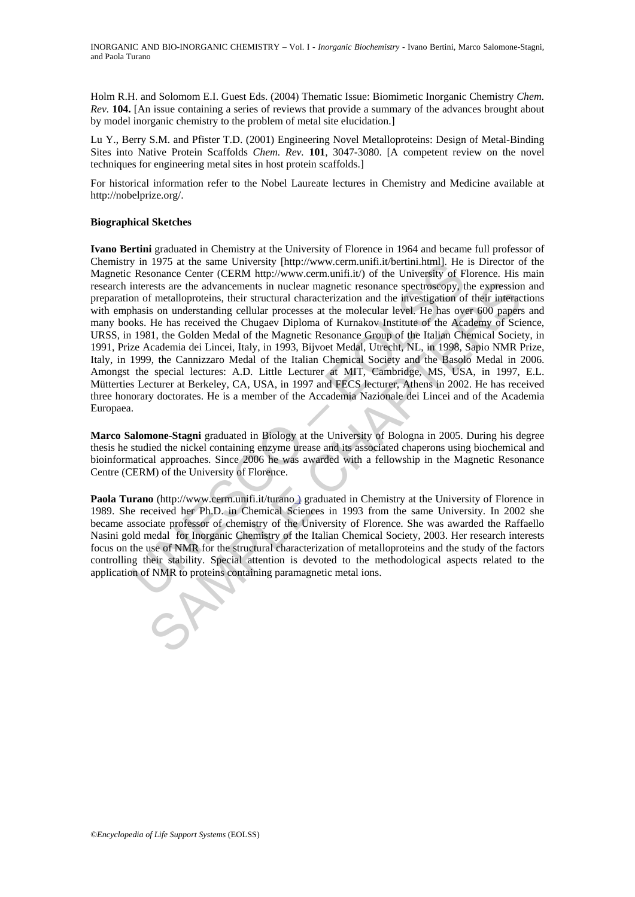Holm R.H. and Solomom E.I. Guest Eds. (2004) Thematic Issue: Biomimetic Inorganic Chemistry *Chem. Rev.* **104.** [An issue containing a series of reviews that provide a summary of the advances brought about by model inorganic chemistry to the problem of metal site elucidation.]

Lu Y., Berry S.M. and Pfister T.D. (2001) Engineering Novel Metalloproteins: Design of Metal-Binding Sites into Native Protein Scaffolds *Chem. Rev.* **101**, 3047-3080. [A competent review on the novel techniques for engineering metal sites in host protein scaffolds.]

For historical information refer to the Nobel Laureate lectures in Chemistry and Medicine available at http://nobelprize.org/.

**Biographical Sketches**

**Ivano Bertini** graduated in Chemistry at the University of Florence in 1964 and became full professor of Chemistry in 1975 at the same University [http://www.cerm.unifi.it/bertini.html]. He is Director of the Magnetic Resonance Center (CERM http://www.cerm.unifi.it/) of the University of Florence. His main research interests are the advancements in nuclear magnetic resonance spectroscopy, the expression and preparation of metalloproteins, their structural characterization and the investigation of their interactions with emphasis on understanding cellular processes at the molecular level. He has over 600 papers and many books. He has received the Chugaev Diploma of Kurnakov Institute of the Academy of Science, URSS, in 1981, the Golden Medal of the Magnetic Resonance Group of the Italian Chemical Society, in 1991, Prize Academia dei Lincei, Italy, in 1993, Bijvoet Medal, Utrecht, NL, in 1998, Sapio NMR Prize, Italy, in 1999, the Cannizzaro Medal of the Italian Chemical Society and the Basolo Medal in 2006. Amongst the special lectures: A.D. Little Lecturer at MIT, Cambridge, MS, USA, in 1997, E.L. Mütterties Lecturer at Berkeley, CA, USA, in 1997 and FECS lecturer, Athens in 2002. He has received three honorary doctorates. He is a member of the Accademia Nazionale dei Lincei and of the Academia Europaea.

**Marco Salomone-Stagni** graduated in Biology at the University of Bologna in 2005. During his degree thesis he studied the nickel containing enzyme urease and its associated chaperons using biochemical and bioinformatical approaches. Since 2006 he was awarded with a fellowship in the Magnetic Resonance Centre (CERM) of the University of Florence.

**Paola Turano** (http://www.cerm.unifi.it/turano ) graduated in Chemistry at the University of Florence in 1989. She received her Ph.D. in Chemical Sciences in 1993 from the same University. In 2002 she became associate professor of chemistry of the University of Florence. She was awarded the Raffaello Nasini gold medal for Inorganic Chemistry of the Italian Chemical Society, 2003. Her research interests focus on the use of NMR for the structural characterization of metalloproteins and the study of the factors controlling their stability. Special attention is devoted to the methodological aspects related to the application of NMR to proteins containing paramagnetic metal ions.